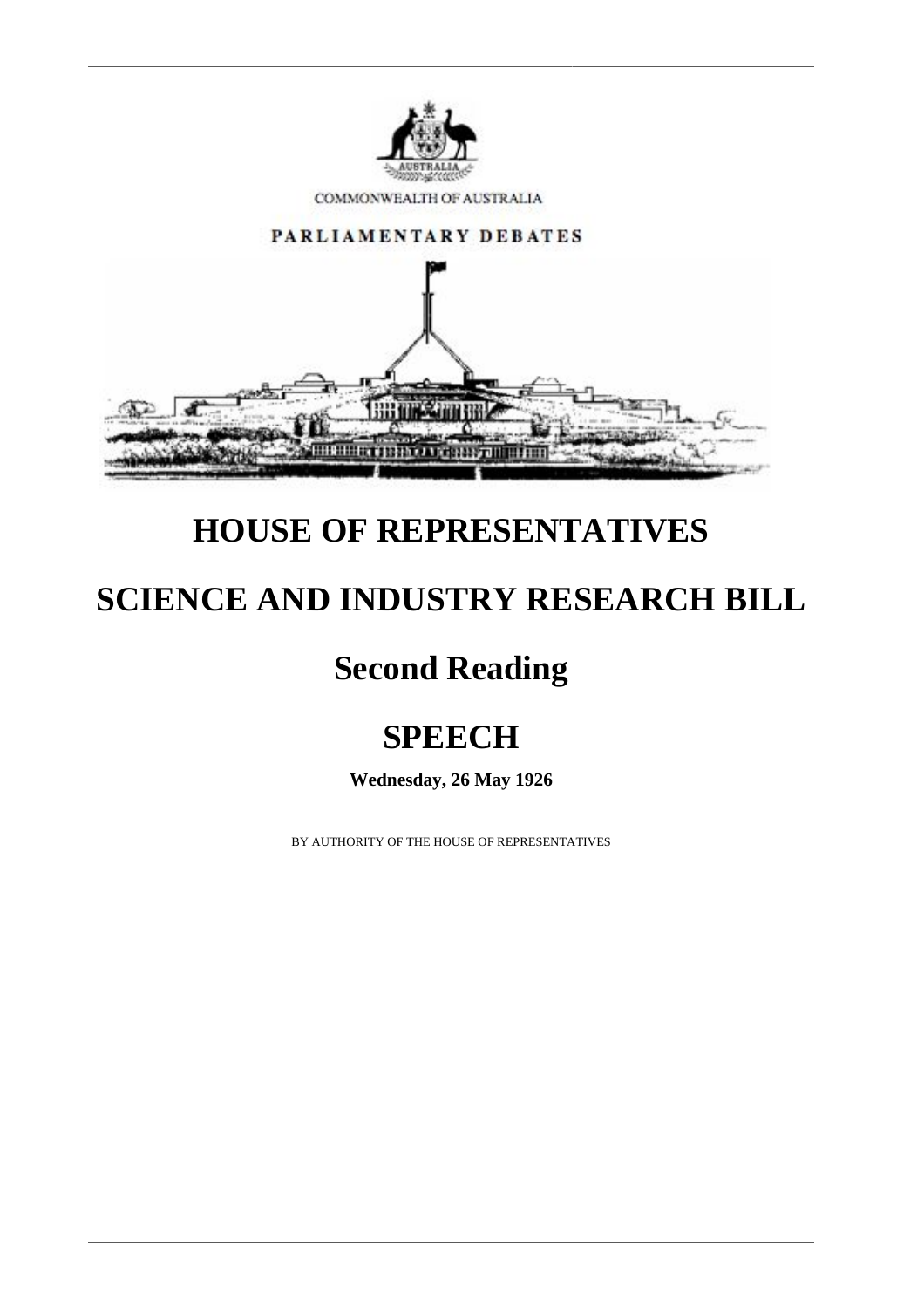COMMONWEALTH OF AUSTRALIA

PARLIAMENTARY DEBATES

# HOUSE OF REPRESENTATIVES

# SCIENCE AND INDUSTRY RESEARCH BILL

## Second Reading

## SPEECH

**Wednesday, 26 May 1926**

BY AUTHORITY OF THE HOUSE OF REPRESENTATIVES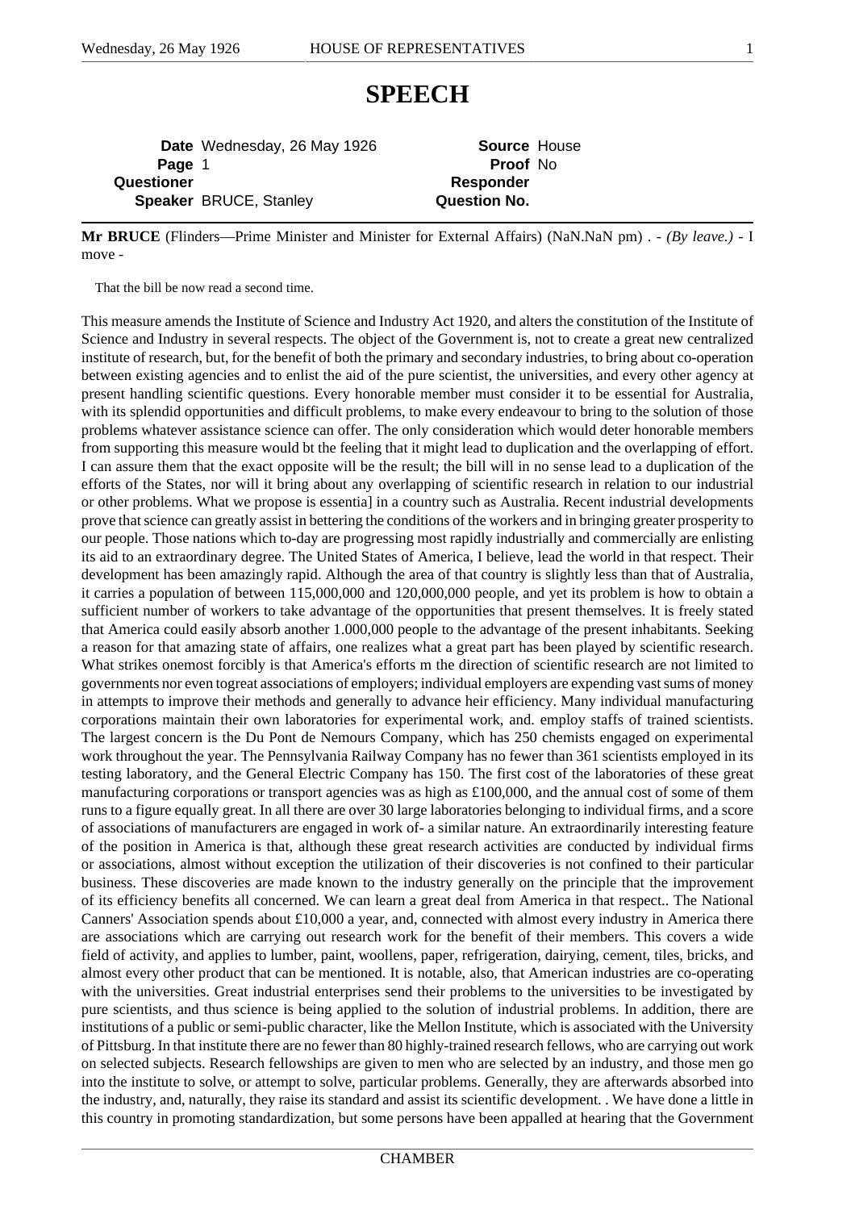# SPEECH

| **Date** | Wednesday, 26 May 1926 | **Source** | House |
|---|---|---|---|
| **Page** | 1 | **Proof** | No |
| **Questioner** | | **Responder** | |
| **Speaker** | BRUCE, Stanley | **Question No.** | |

**Mr BRUCE** (Flinders—Prime Minister and Minister for External Affairs) (NaN.NaN pm) . - *(By leave.)* - I move -

That the bill be now read a second time.

This measure amends the Institute of Science and Industry Act 1920, and alters the constitution of the Institute of Science and Industry in several respects. The object of the Government is, not to create a great new centralized institute of research, but, for the benefit of both the primary and secondary industries, to bring about co-operation between existing agencies and to enlist the aid of the pure scientist, the universities, and every other agency at present handling scientific questions. Every honorable member must consider it to be essential for Australia, with its splendid opportunities and difficult problems, to make every endeavour to bring to the solution of those problems whatever assistance science can offer. The only consideration which would deter honorable members from supporting this measure would bt the feeling that it might lead to duplication and the overlapping of effort. I can assure them that the exact opposite will be the result; the bill will in no sense lead to a duplication of the efforts of the States, nor will it bring about any overlapping of scientific research in relation to our industrial or other problems. What we propose is essentia] in a country such as Australia. Recent industrial developments prove that science can greatly assist in bettering the conditions of the workers and in bringing greater prosperity to our people. Those nations which to-day are progressing most rapidly industrially and commercially are enlisting its aid to an extraordinary degree. The United States of America, I believe, lead the world in that respect. Their development has been amazingly rapid. Although the area of that country is slightly less than that of Australia, it carries a population of between 115,000,000 and 120,000,000 people, and yet its problem is how to obtain a sufficient number of workers to take advantage of the opportunities that present themselves. It is freely stated that America could easily absorb another 1.000,000 people to the advantage of the present inhabitants. Seeking a reason for that amazing state of affairs, one realizes what a great part has been played by scientific research. What strikes onemost forcibly is that America's efforts m the direction of scientific research are not limited to governments nor even togreat associations of employers; individual employers are expending vast sums of money in attempts to improve their methods and generally to advance heir efficiency. Many individual manufacturing corporations maintain their own laboratories for experimental work, and. employ staffs of trained scientists. The largest concern is the Du Pont de Nemours Company, which has 250 chemists engaged on experimental work throughout the year. The Pennsylvania Railway Company has no fewer than 361 scientists employed in its testing laboratory, and the General Electric Company has 150. The first cost of the laboratories of these great manufacturing corporations or transport agencies was as high as £100,000, and the annual cost of some of them runs to a figure equally great. In all there are over 30 large laboratories belonging to individual firms, and a score of associations of manufacturers are engaged in work of- a similar nature. An extraordinarily interesting feature of the position in America is that, although these great research activities are conducted by individual firms or associations, almost without exception the utilization of their discoveries is not confined to their particular business. These discoveries are made known to the industry generally on the principle that the improvement of its efficiency benefits all concerned. We can learn a great deal from America in that respect.. The National Canners' Association spends about £10,000 a year, and, connected with almost every industry in America there are associations which are carrying out research work for the benefit of their members. This covers a wide field of activity, and applies to lumber, paint, woollens, paper, refrigeration, dairying, cement, tiles, bricks, and almost every other product that can be mentioned. It is notable, also, that American industries are co-operating with the universities. Great industrial enterprises send their problems to the universities to be investigated by pure scientists, and thus science is being applied to the solution of industrial problems. In addition, there are institutions of a public or semi-public character, like the Mellon Institute, which is associated with the University of Pittsburg. In that institute there are no fewer than 80 highly-trained research fellows, who are carrying out work on selected subjects. Research fellowships are given to men who are selected by an industry, and those men go into the institute to solve, or attempt to solve, particular problems. Generally, they are afterwards absorbed into the industry, and, naturally, they raise its standard and assist its scientific development. . We have done a little in this country in promoting standardization, but some persons have been appalled at hearing that the Government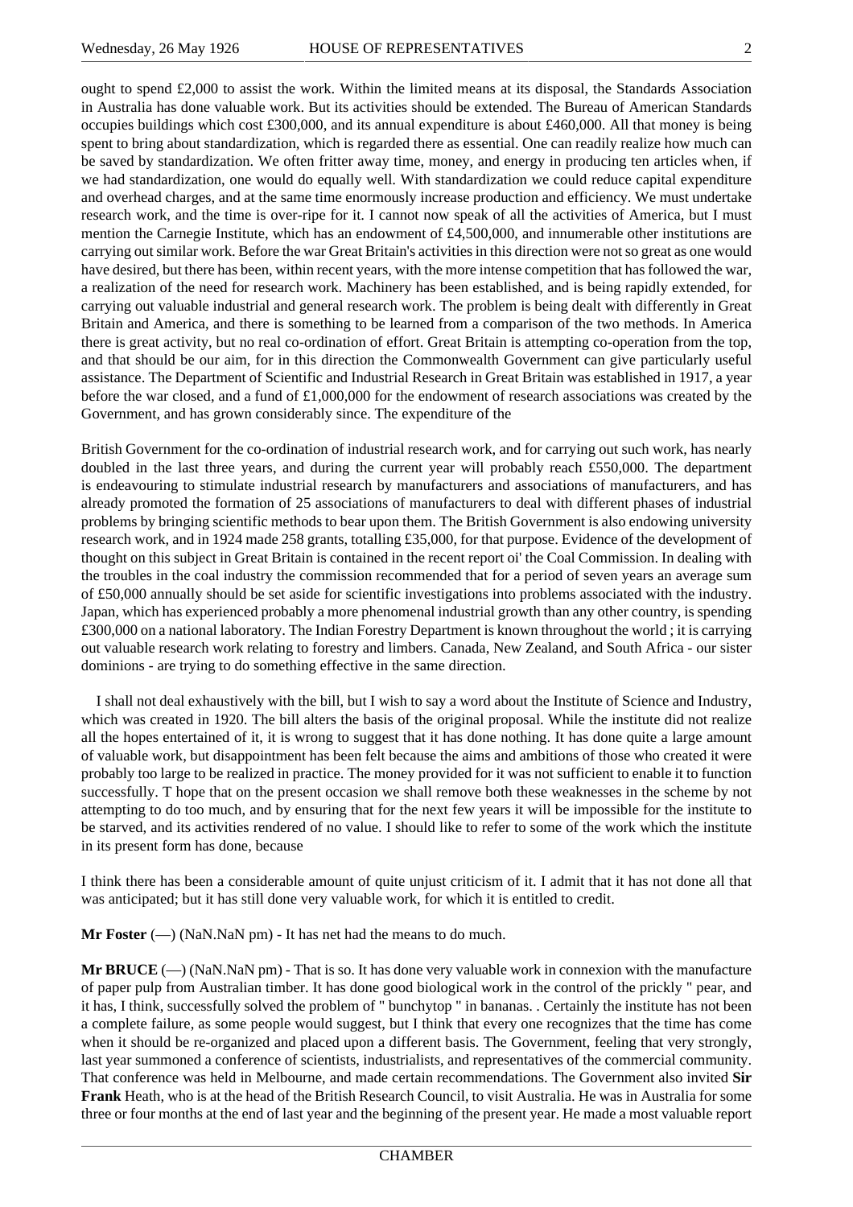ought to spend £2,000 to assist the work. Within the limited means at its disposal, the Standards Association in Australia has done valuable work. But its activities should be extended. The Bureau of American Standards occupies buildings which cost £300,000, and its annual expenditure is about £460,000. All that money is being spent to bring about standardization, which is regarded there as essential. One can readily realize how much can be saved by standardization. We often fritter away time, money, and energy in producing ten articles when, if we had standardization, one would do equally well. With standardization we could reduce capital expenditure and overhead charges, and at the same time enormously increase production and efficiency. We must undertake research work, and the time is over-ripe for it. I cannot now speak of all the activities of America, but I must mention the Carnegie Institute, which has an endowment of £4,500,000, and innumerable other institutions are carrying out similar work. Before the war Great Britain's activities in this direction were not so great as one would have desired, but there has been, within recent years, with the more intense competition that has followed the war, a realization of the need for research work. Machinery has been established, and is being rapidly extended, for carrying out valuable industrial and general research work. The problem is being dealt with differently in Great Britain and America, and there is something to be learned from a comparison of the two methods. In America there is great activity, but no real co-ordination of effort. Great Britain is attempting co-operation from the top, and that should be our aim, for in this direction the Commonwealth Government can give particularly useful assistance. The Department of Scientific and Industrial Research in Great Britain was established in 1917, a year before the war closed, and a fund of £1,000,000 for the endowment of research associations was created by the Government, and has grown considerably since. The expenditure of the

British Government for the co-ordination of industrial research work, and for carrying out such work, has nearly doubled in the last three years, and during the current year will probably reach £550,000. The department is endeavouring to stimulate industrial research by manufacturers and associations of manufacturers, and has already promoted the formation of 25 associations of manufacturers to deal with different phases of industrial problems by bringing scientific methods to bear upon them. The British Government is also endowing university research work, and in 1924 made 258 grants, totalling £35,000, for that purpose. Evidence of the development of thought on this subject in Great Britain is contained in the recent report oi' the Coal Commission. In dealing with the troubles in the coal industry the commission recommended that for a period of seven years an average sum of £50,000 annually should be set aside for scientific investigations into problems associated with the industry. Japan, which has experienced probably a more phenomenal industrial growth than any other country, is spending £300,000 on a national laboratory. The Indian Forestry Department is known throughout the world ; it is carrying out valuable research work relating to forestry and limbers. Canada, New Zealand, and South Africa - our sister dominions - are trying to do something effective in the same direction.

I shall not deal exhaustively with the bill, but I wish to say a word about the Institute of Science and Industry, which was created in 1920. The bill alters the basis of the original proposal. While the institute did not realize all the hopes entertained of it, it is wrong to suggest that it has done nothing. It has done quite a large amount of valuable work, but disappointment has been felt because the aims and ambitions of those who created it were probably too large to be realized in practice. The money provided for it was not sufficient to enable it to function successfully. T hope that on the present occasion we shall remove both these weaknesses in the scheme by not attempting to do too much, and by ensuring that for the next few years it will be impossible for the institute to be starved, and its activities rendered of no value. I should like to refer to some of the work which the institute in its present form has done, because

I think there has been a considerable amount of quite unjust criticism of it. I admit that it has not done all that was anticipated; but it has still done very valuable work, for which it is entitled to credit.

**Mr Foster** (—) (NaN.NaN pm) - It has net had the means to do much.

**Mr BRUCE** (—) (NaN.NaN pm) - That is so. It has done very valuable work in connexion with the manufacture of paper pulp from Australian timber. It has done good biological work in the control of the prickly " pear, and it has, I think, successfully solved the problem of " bunchytop " in bananas. . Certainly the institute has not been a complete failure, as some people would suggest, but I think that every one recognizes that the time has come when it should be re-organized and placed upon a different basis. The Government, feeling that very strongly, last year summoned a conference of scientists, industrialists, and representatives of the commercial community. That conference was held in Melbourne, and made certain recommendations. The Government also invited **Sir Frank** Heath, who is at the head of the British Research Council, to visit Australia. He was in Australia for some three or four months at the end of last year and the beginning of the present year. He made a most valuable report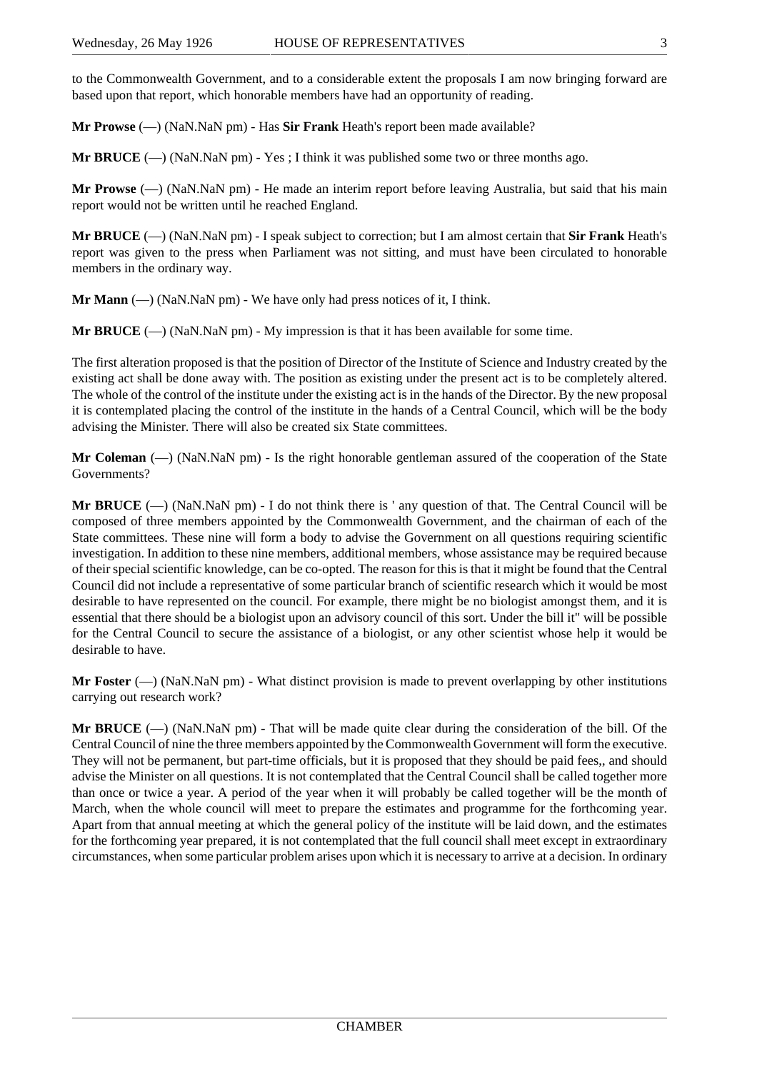to the Commonwealth Government, and to a considerable extent the proposals I am now bringing forward are based upon that report, which honorable members have had an opportunity of reading.

**Mr Prowse** (—) (NaN.NaN pm) - Has **Sir Frank** Heath's report been made available?

**Mr BRUCE** (—) (NaN.NaN pm) - Yes ; I think it was published some two or three months ago.

**Mr Prowse** (—) (NaN.NaN pm) - He made an interim report before leaving Australia, but said that his main report would not be written until he reached England.

**Mr BRUCE** (—) (NaN.NaN pm) - I speak subject to correction; but I am almost certain that **Sir Frank** Heath's report was given to the press when Parliament was not sitting, and must have been circulated to honorable members in the ordinary way.

**Mr Mann** (—) (NaN.NaN pm) - We have only had press notices of it, I think.

**Mr BRUCE** (—) (NaN.NaN pm) - My impression is that it has been available for some time.

The first alteration proposed is that the position of Director of the Institute of Science and Industry created by the existing act shall be done away with. The position as existing under the present act is to be completely altered. The whole of the control of the institute under the existing act is in the hands of the Director. By the new proposal it is contemplated placing the control of the institute in the hands of a Central Council, which will be the body advising the Minister. There will also be created six State committees.

**Mr Coleman** (—) (NaN.NaN pm) - Is the right honorable gentleman assured of the cooperation of the State Governments?

**Mr BRUCE** (—) (NaN.NaN pm) - I do not think there is ' any question of that. The Central Council will be composed of three members appointed by the Commonwealth Government, and the chairman of each of the State committees. These nine will form a body to advise the Government on all questions requiring scientific investigation. In addition to these nine members, additional members, whose assistance may be required because of their special scientific knowledge, can be co-opted. The reason for this is that it might be found that the Central Council did not include a representative of some particular branch of scientific research which it would be most desirable to have represented on the council. For example, there might be no biologist amongst them, and it is essential that there should be a biologist upon an advisory council of this sort. Under the bill it" will be possible for the Central Council to secure the assistance of a biologist, or any other scientist whose help it would be desirable to have.

**Mr Foster** (—) (NaN.NaN pm) - What distinct provision is made to prevent overlapping by other institutions carrying out research work?

**Mr BRUCE** (—) (NaN.NaN pm) - That will be made quite clear during the consideration of the bill. Of the Central Council of nine the three members appointed by the Commonwealth Government will form the executive. They will not be permanent, but part-time officials, but it is proposed that they should be paid fees,, and should advise the Minister on all questions. It is not contemplated that the Central Council shall be called together more than once or twice a year. A period of the year when it will probably be called together will be the month of March, when the whole council will meet to prepare the estimates and programme for the forthcoming year. Apart from that annual meeting at which the general policy of the institute will be laid down, and the estimates for the forthcoming year prepared, it is not contemplated that the full council shall meet except in extraordinary circumstances, when some particular problem arises upon which it is necessary to arrive at a decision. In ordinary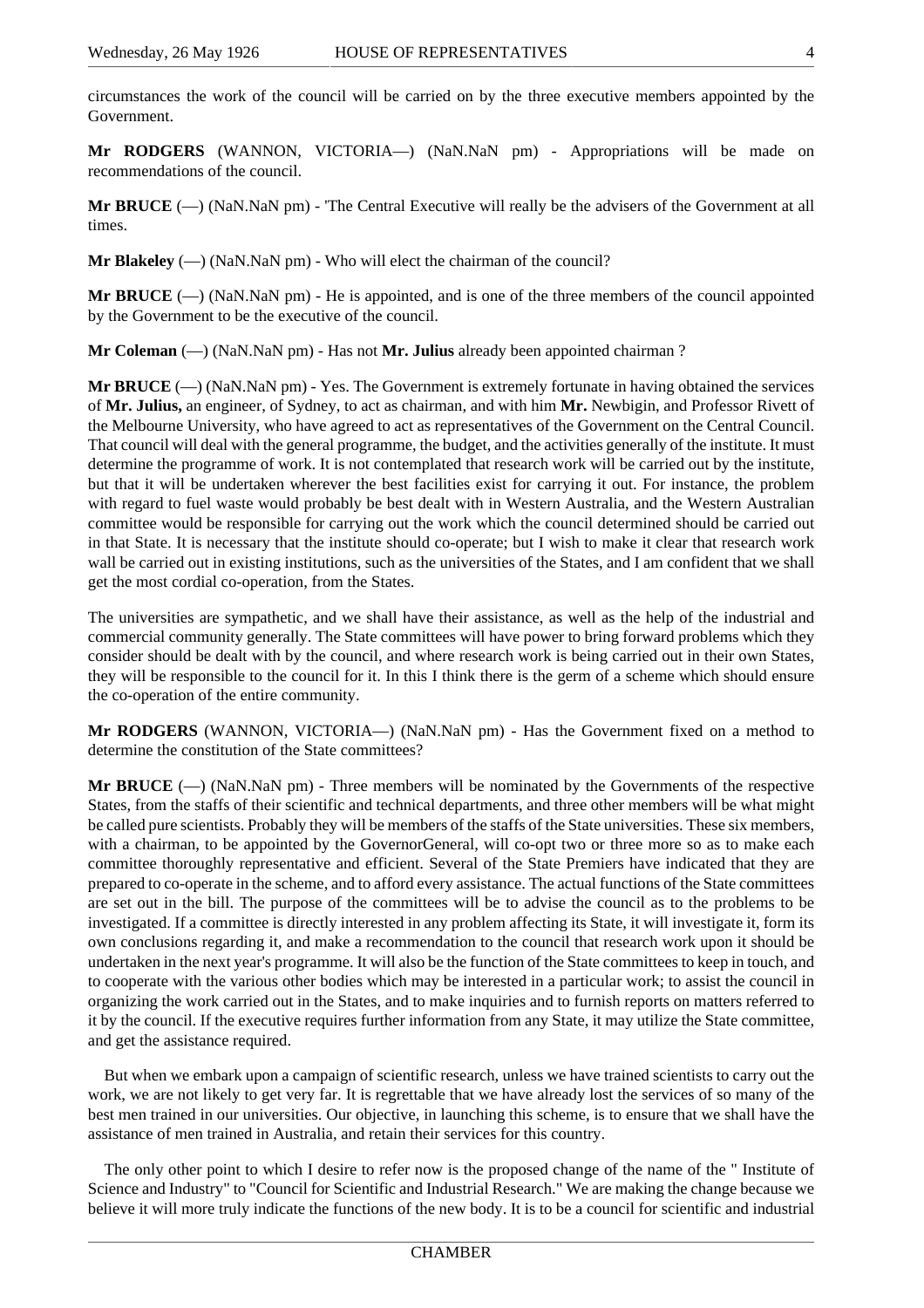circumstances the work of the council will be carried on by the three executive members appointed by the Government.

**Mr RODGERS** (WANNON, VICTORIA—) (NaN.NaN pm) - Appropriations will be made on recommendations of the council.

**Mr BRUCE** (—) (NaN.NaN pm) - 'The Central Executive will really be the advisers of the Government at all times.

**Mr Blakeley** (—) (NaN.NaN pm) - Who will elect the chairman of the council?

**Mr BRUCE** (—) (NaN.NaN pm) - He is appointed, and is one of the three members of the council appointed by the Government to be the executive of the council.

**Mr Coleman** (—) (NaN.NaN pm) - Has not **Mr. Julius** already been appointed chairman ?

**Mr BRUCE** (—) (NaN.NaN pm) - Yes. The Government is extremely fortunate in having obtained the services of **Mr. Julius,** an engineer, of Sydney, to act as chairman, and with him **Mr.** Newbigin, and Professor Rivett of the Melbourne University, who have agreed to act as representatives of the Government on the Central Council. That council will deal with the general programme, the budget, and the activities generally of the institute. It must determine the programme of work. It is not contemplated that research work will be carried out by the institute, but that it will be undertaken wherever the best facilities exist for carrying it out. For instance, the problem with regard to fuel waste would probably be best dealt with in Western Australia, and the Western Australian committee would be responsible for carrying out the work which the council determined should be carried out in that State. It is necessary that the institute should co-operate; but I wish to make it clear that research work wall be carried out in existing institutions, such as the universities of the States, and I am confident that we shall get the most cordial co-operation, from the States.

The universities are sympathetic, and we shall have their assistance, as well as the help of the industrial and commercial community generally. The State committees will have power to bring forward problems which they consider should be dealt with by the council, and where research work is being carried out in their own States, they will be responsible to the council for it. In this I think there is the germ of a scheme which should ensure the co-operation of the entire community.

**Mr RODGERS** (WANNON, VICTORIA—) (NaN.NaN pm) - Has the Government fixed on a method to determine the constitution of the State committees?

**Mr BRUCE** (—) (NaN.NaN pm) - Three members will be nominated by the Governments of the respective States, from the staffs of their scientific and technical departments, and three other members will be what might be called pure scientists. Probably they will be members of the staffs of the State universities. These six members, with a chairman, to be appointed by the GovernorGeneral, will co-opt two or three more so as to make each committee thoroughly representative and efficient. Several of the State Premiers have indicated that they are prepared to co-operate in the scheme, and to afford every assistance. The actual functions of the State committees are set out in the bill. The purpose of the committees will be to advise the council as to the problems to be investigated. If a committee is directly interested in any problem affecting its State, it will investigate it, form its own conclusions regarding it, and make a recommendation to the council that research work upon it should be undertaken in the next year's programme. It will also be the function of the State committees to keep in touch, and to cooperate with the various other bodies which may be interested in a particular work; to assist the council in organizing the work carried out in the States, and to make inquiries and to furnish reports on matters referred to it by the council. If the executive requires further information from any State, it may utilize the State committee, and get the assistance required.

But when we embark upon a campaign of scientific research, unless we have trained scientists to carry out the work, we are not likely to get very far. It is regrettable that we have already lost the services of so many of the best men trained in our universities. Our objective, in launching this scheme, is to ensure that we shall have the assistance of men trained in Australia, and retain their services for this country.

The only other point to which I desire to refer now is the proposed change of the name of the " Institute of Science and Industry" to "Council for Scientific and Industrial Research." We are making the change because we believe it will more truly indicate the functions of the new body. It is to be a council for scientific and industrial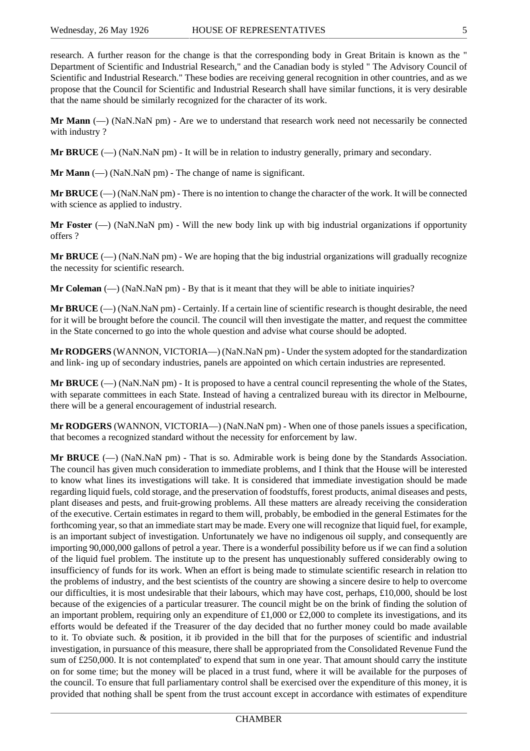research. A further reason for the change is that the corresponding body in Great Britain is known as the " Department of Scientific and Industrial Research," and the Canadian body is styled " The Advisory Council of Scientific and Industrial Research." These bodies are receiving general recognition in other countries, and as we propose that the Council for Scientific and Industrial Research shall have similar functions, it is very desirable that the name should be similarly recognized for the character of its work.

**Mr Mann** (—) (NaN.NaN pm) - Are we to understand that research work need not necessarily be connected with industry ?

**Mr BRUCE** (—) (NaN.NaN pm) - It will be in relation to industry generally, primary and secondary.

**Mr Mann** (—) (NaN.NaN pm) - The change of name is significant.

**Mr BRUCE** (—) (NaN.NaN pm) - There is no intention to change the character of the work. It will be connected with science as applied to industry.

**Mr Foster** (—) (NaN.NaN pm) - Will the new body link up with big industrial organizations if opportunity offers ?

**Mr BRUCE** (—) (NaN.NaN pm) - We are hoping that the big industrial organizations will gradually recognize the necessity for scientific research.

**Mr Coleman** (—) (NaN.NaN pm) - By that is it meant that they will be able to initiate inquiries?

**Mr BRUCE** (—) (NaN.NaN pm) - Certainly. If a certain line of scientific research is thought desirable, the need for it will be brought before the council. The council will then investigate the matter, and request the committee in the State concerned to go into the whole question and advise what course should be adopted.

**Mr RODGERS** (WANNON, VICTORIA—) (NaN.NaN pm) - Under the system adopted for the standardization and link- ing up of secondary industries, panels are appointed on which certain industries are represented.

**Mr BRUCE** (—) (NaN.NaN pm) - It is proposed to have a central council representing the whole of the States, with separate committees in each State. Instead of having a centralized bureau with its director in Melbourne, there will be a general encouragement of industrial research.

**Mr RODGERS** (WANNON, VICTORIA—) (NaN.NaN pm) - When one of those panels issues a specification, that becomes a recognized standard without the necessity for enforcement by law.

**Mr BRUCE** (—) (NaN.NaN pm) - That is so. Admirable work is being done by the Standards Association. The council has given much consideration to immediate problems, and I think that the House will be interested to know what lines its investigations will take. It is considered that immediate investigation should be made regarding liquid fuels, cold storage, and the preservation of foodstuffs, forest products, animal diseases and pests, plant diseases and pests, and fruit-growing problems. All these matters are already receiving the consideration of the executive. Certain estimates in regard to them will, probably, be embodied in the general Estimates for the forthcoming year, so that an immediate start may be made. Every one will recognize that liquid fuel, for example, is an important subject of investigation. Unfortunately we have no indigenous oil supply, and consequently are importing 90,000,000 gallons of petrol a year. There is a wonderful possibility before us if we can find a solution of the liquid fuel problem. The institute up to the present has unquestionably suffered considerably owing to insufficiency of funds for its work. When an effort is being made to stimulate scientific research in relation tto the problems of industry, and the best scientists of the country are showing a sincere desire to help to overcome our difficulties, it is most undesirable that their labours, which may have cost, perhaps, £10,000, should be lost because of the exigencies of a particular treasurer. The council might be on the brink of finding the solution of an important problem, requiring only an expenditure of £1,000 or £2,000 to complete its investigations, and its efforts would be defeated if the Treasurer of the day decided that no further money could bo made available to it. To obviate such. & position, it ib provided in the bill that for the purposes of scientific and industrial investigation, in pursuance of this measure, there shall be appropriated from the Consolidated Revenue Fund the sum of £250,000. It is not contemplated' to expend that sum in one year. That amount should carry the institute on for some time; but the money will be placed in a trust fund, where it will be available for the purposes of the council. To ensure that full parliamentary control shall be exercised over the expenditure of this money, it is provided that nothing shall be spent from the trust account except in accordance with estimates of expenditure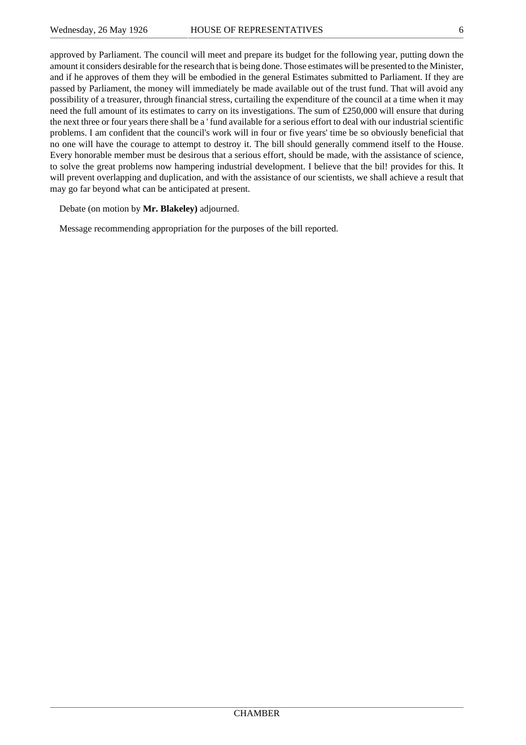approved by Parliament. The council will meet and prepare its budget for the following year, putting down the amount it considers desirable for the research that is being done. Those estimates will be presented to the Minister, and if he approves of them they will be embodied in the general Estimates submitted to Parliament. If they are passed by Parliament, the money will immediately be made available out of the trust fund. That will avoid any possibility of a treasurer, through financial stress, curtailing the expenditure of the council at a time when it may need the full amount of its estimates to carry on its investigations. The sum of £250,000 will ensure that during the next three or four years there shall be a ' fund available for a serious effort to deal with our industrial scientific problems. I am confident that the council's work will in four or five years' time be so obviously beneficial that no one will have the courage to attempt to destroy it. The bill should generally commend itself to the House. Every honorable member must be desirous that a serious effort, should be made, with the assistance of science, to solve the great problems now hampering industrial development. I believe that the bil! provides for this. It will prevent overlapping and duplication, and with the assistance of our scientists, we shall achieve a result that may go far beyond what can be anticipated at present.

Debate (on motion by **Mr. Blakeley)** adjourned.

Message recommending appropriation for the purposes of the bill reported.